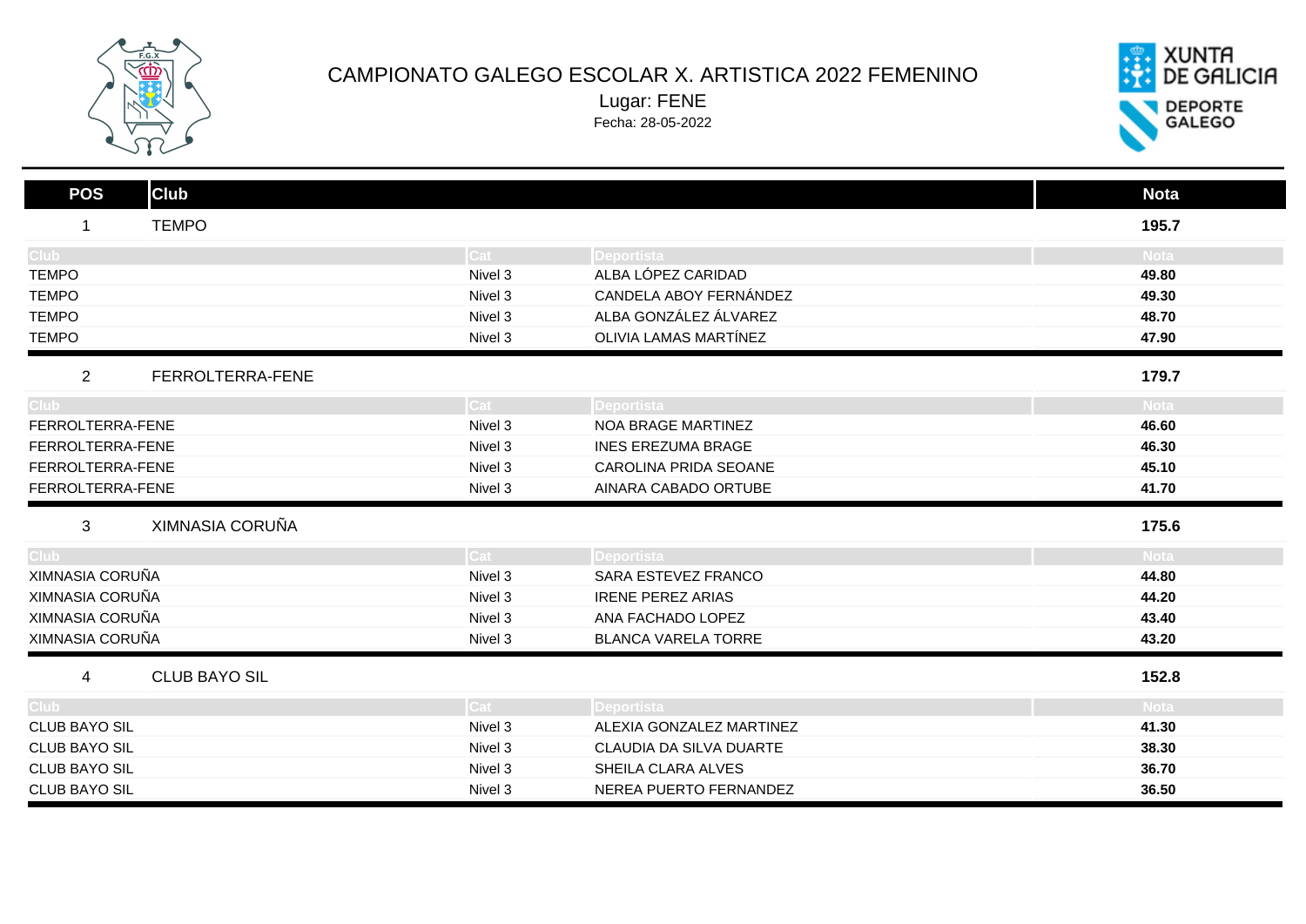# CAMPIONATO GALEGO ESCOLAR X. ARTISTICA 2022 FEMENINO

Lugar: FENE

Fecha: 28-05-2022

| POS | Club | Nota |
|---|---|---|
| 1 | TEMPO | 195.7 |

| Club | Cat | Deportista | Nota |
|---|---|---|---|
| TEMPO | Nivel 3 | ALBA LÓPEZ CARIDAD | 49.80 |
| TEMPO | Nivel 3 | CANDELA ABOY FERNÁNDEZ | 49.30 |
| TEMPO | Nivel 3 | ALBA GONZÁLEZ ÁLVAREZ | 48.70 |
| TEMPO | Nivel 3 | OLIVIA LAMAS MARTÍNEZ | 47.90 |

| POS | Club | Nota |
|---|---|---|
| 2 | FERROLTERRA-FENE | 179.7 |

| Club | Cat | Deportista | Nota |
|---|---|---|---|
| FERROLTERRA-FENE | Nivel 3 | NOA BRAGE MARTINEZ | 46.60 |
| FERROLTERRA-FENE | Nivel 3 | INES EREZUMA BRAGE | 46.30 |
| FERROLTERRA-FENE | Nivel 3 | CAROLINA PRIDA SEOANE | 45.10 |
| FERROLTERRA-FENE | Nivel 3 | AINARA CABADO ORTUBE | 41.70 |

| POS | Club | Nota |
|---|---|---|
| 3 | XIMNASIA CORUÑA | 175.6 |

| Club | Cat | Deportista | Nota |
|---|---|---|---|
| XIMNASIA CORUÑA | Nivel 3 | SARA ESTEVEZ FRANCO | 44.80 |
| XIMNASIA CORUÑA | Nivel 3 | IRENE PEREZ ARIAS | 44.20 |
| XIMNASIA CORUÑA | Nivel 3 | ANA FACHADO LOPEZ | 43.40 |
| XIMNASIA CORUÑA | Nivel 3 | BLANCA VARELA TORRE | 43.20 |

| POS | Club | Nota |
|---|---|---|
| 4 | CLUB BAYO SIL | 152.8 |

| Club | Cat | Deportista | Nota |
|---|---|---|---|
| CLUB BAYO SIL | Nivel 3 | ALEXIA GONZALEZ MARTINEZ | 41.30 |
| CLUB BAYO SIL | Nivel 3 | CLAUDIA DA SILVA DUARTE | 38.30 |
| CLUB BAYO SIL | Nivel 3 | SHEILA CLARA ALVES | 36.70 |
| CLUB BAYO SIL | Nivel 3 | NEREA PUERTO FERNANDEZ | 36.50 |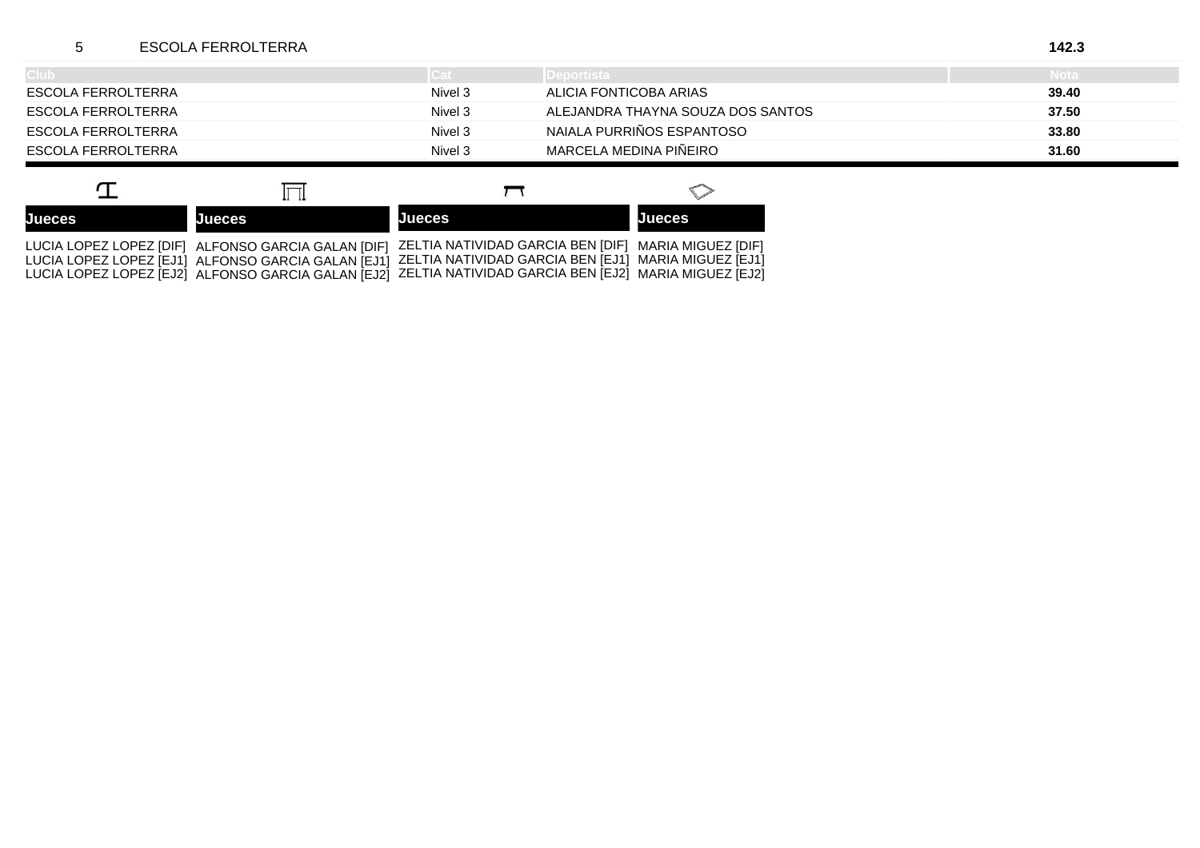| 5 | ESCOLA FERROLTERRA | 142.3 |
|---|---|---|

| Club | Cat | Deportista | Nota |
|---|---|---|---|
| ESCOLA FERROLTERRA | Nivel 3 | ALICIA FONTICOBA ARIAS | **39.40** |
| ESCOLA FERROLTERRA | Nivel 3 | ALEJANDRA THAYNA SOUZA DOS SANTOS | **37.50** |
| ESCOLA FERROLTERRA | Nivel 3 | NAIALA PURRIÑOS ESPANTOSO | **33.80** |
| ESCOLA FERROLTERRA | Nivel 3 | MARCELA MEDINA PIÑEIRO | **31.60** |

| Jueces | Jueces | Jueces | Jueces |
|---|---|---|---|
| LUCIA LOPEZ LOPEZ [DIF] | ALFONSO GARCIA GALAN [DIF] | ZELTIA NATIVIDAD GARCIA BEN [DIF] | MARIA MIGUEZ [DIF] |
| LUCIA LOPEZ LOPEZ [EJ1] | ALFONSO GARCIA GALAN [EJ1] | ZELTIA NATIVIDAD GARCIA BEN [EJ1] | MARIA MIGUEZ [EJ1] |
| LUCIA LOPEZ LOPEZ [EJ2] | ALFONSO GARCIA GALAN [EJ2] | ZELTIA NATIVIDAD GARCIA BEN [EJ2] | MARIA MIGUEZ [EJ2] |